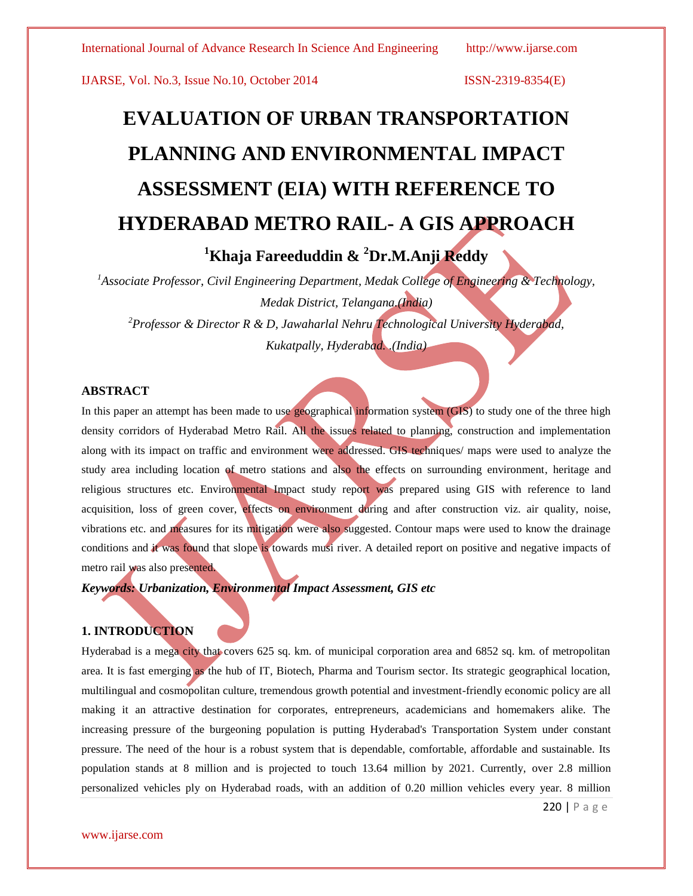# EVALUATION OF URBAN TRANSPORTATION PLANNING AND ENVIRONMENTAL IMPACT ASSESSMENT (EIA) WITH REFERENCE TO HYDERABAD METRO RAIL- A GIS APPROACH

**[1]Khaja Fareeduddin & [2]Dr.M.Anji Reddy**

*[1]Associate Professor, Civil Engineering Department, Medak College of Engineering & Technology, Medak District, Telangana.(India)*

*[2]Professor & Director R & D, Jawaharlal Nehru Technological University Hyderabad, Kukatpally, Hyderabad. .(India)*

## ABSTRACT

In this paper an attempt has been made to use geographical information system (GIS) to study one of the three high density corridors of Hyderabad Metro Rail. All the issues related to planning, construction and implementation along with its impact on traffic and environment were addressed. GIS techniques/ maps were used to analyze the study area including location of metro stations and also the effects on surrounding environment, heritage and religious structures etc. Environmental Impact study report was prepared using GIS with reference to land acquisition, loss of green cover, effects on environment during and after construction viz. air quality, noise, vibrations etc. and measures for its mitigation were also suggested. Contour maps were used to know the drainage conditions and it was found that slope is towards musi river. A detailed report on positive and negative impacts of metro rail was also presented.

***Keywords: Urbanization, Environmental Impact Assessment, GIS etc***

## 1. INTRODUCTION

Hyderabad is a mega city that covers 625 sq. km. of municipal corporation area and 6852 sq. km. of metropolitan area. It is fast emerging as the hub of IT, Biotech, Pharma and Tourism sector. Its strategic geographical location, multilingual and cosmopolitan culture, tremendous growth potential and investment-friendly economic policy are all making it an attractive destination for corporates, entrepreneurs, academicians and homemakers alike. The increasing pressure of the burgeoning population is putting Hyderabad's Transportation System under constant pressure. The need of the hour is a robust system that is dependable, comfortable, affordable and sustainable. Its population stands at 8 million and is projected to touch 13.64 million by 2021. Currently, over 2.8 million personalized vehicles ply on Hyderabad roads, with an addition of 0.20 million vehicles every year. 8 million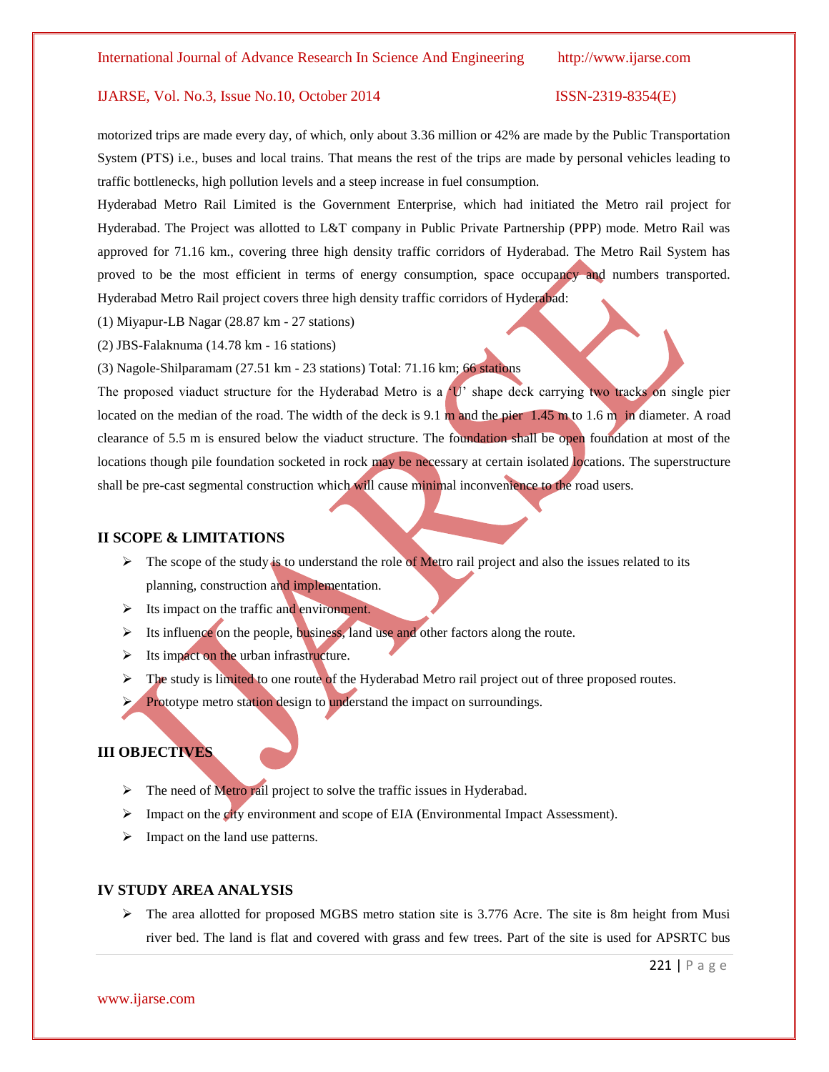motorized trips are made every day, of which, only about 3.36 million or 42% are made by the Public Transportation System (PTS) i.e., buses and local trains. That means the rest of the trips are made by personal vehicles leading to traffic bottlenecks, high pollution levels and a steep increase in fuel consumption.

Hyderabad Metro Rail Limited is the Government Enterprise, which had initiated the Metro rail project for Hyderabad. The Project was allotted to L&T company in Public Private Partnership (PPP) mode. Metro Rail was approved for 71.16 km., covering three high density traffic corridors of Hyderabad. The Metro Rail System has proved to be the most efficient in terms of energy consumption, space occupancy and numbers transported. Hyderabad Metro Rail project covers three high density traffic corridors of Hyderabad:

(1) Miyapur-LB Nagar (28.87 km - 27 stations)

(2) JBS-Falaknuma (14.78 km - 16 stations)

(3) Nagole-Shilparamam (27.51 km - 23 stations) Total: 71.16 km; 66 stations

The proposed viaduct structure for the Hyderabad Metro is a 'U' shape deck carrying two tracks on single pier located on the median of the road. The width of the deck is 9.1 m and the pier 1.45 m to 1.6 m in diameter. A road clearance of 5.5 m is ensured below the viaduct structure. The foundation shall be open foundation at most of the locations though pile foundation socketed in rock may be necessary at certain isolated locations. The superstructure shall be pre-cast segmental construction which will cause minimal inconvenience to the road users.

## II SCOPE & LIMITATIONS

- The scope of the study is to understand the role of Metro rail project and also the issues related to its planning, construction and implementation.
- Its impact on the traffic and environment.
- Its influence on the people, business, land use and other factors along the route.
- Its impact on the urban infrastructure.
- The study is limited to one route of the Hyderabad Metro rail project out of three proposed routes.
- Prototype metro station design to understand the impact on surroundings.

## III OBJECTIVES

- The need of Metro rail project to solve the traffic issues in Hyderabad.
- Impact on the city environment and scope of EIA (Environmental Impact Assessment).
- Impact on the land use patterns.

## IV STUDY AREA ANALYSIS

- The area allotted for proposed MGBS metro station site is 3.776 Acre. The site is 8m height from Musi river bed. The land is flat and covered with grass and few trees. Part of the site is used for APSRTC bus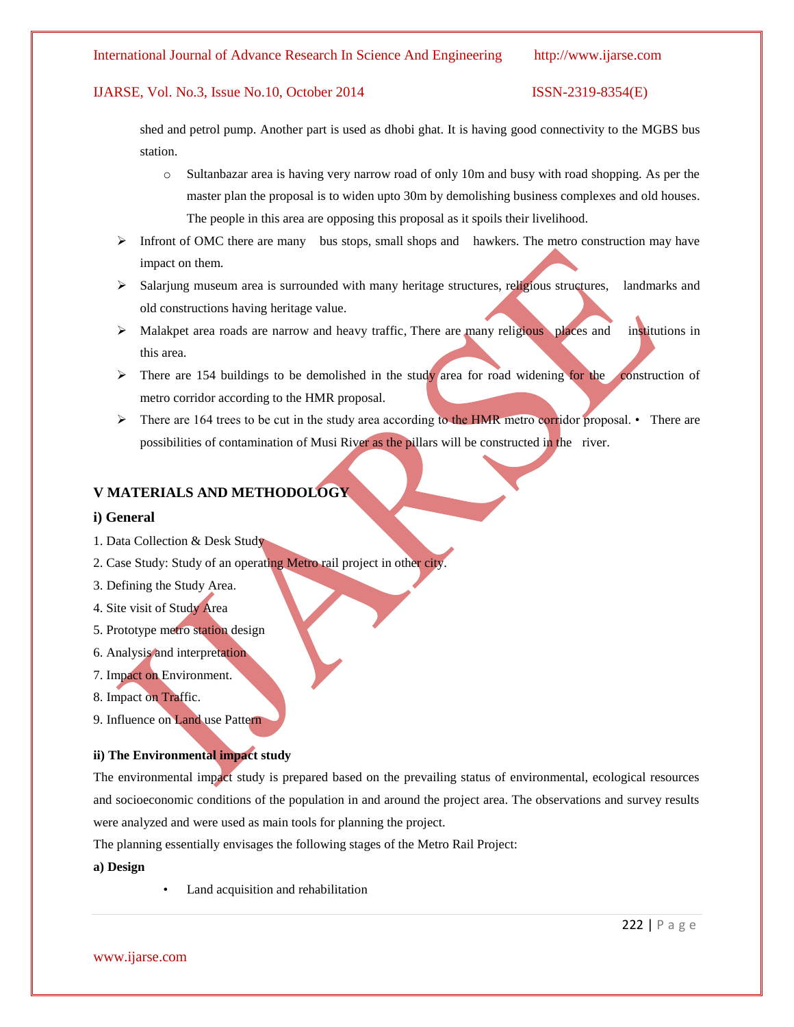shed and petrol pump. Another part is used as dhobi ghat. It is having good connectivity to the MGBS bus station.

  - Sultanbazar area is having very narrow road of only 10m and busy with road shopping. As per the master plan the proposal is to widen upto 30m by demolishing business complexes and old houses. The people in this area are opposing this proposal as it spoils their livelihood.

- Infront of OMC there are many bus stops, small shops and hawkers. The metro construction may have impact on them.
- Salarjung museum area is surrounded with many heritage structures, religious structures, landmarks and old constructions having heritage value.
- Malakpet area roads are narrow and heavy traffic, There are many religious places and institutions in this area.
- There are 154 buildings to be demolished in the study area for road widening for the construction of metro corridor according to the HMR proposal.
- There are 164 trees to be cut in the study area according to the HMR metro corridor proposal. • There are possibilities of contamination of Musi River as the pillars will be constructed in the river.

## V MATERIALS AND METHODOLOGY

### i) General

1. Data Collection & Desk Study
2. Case Study: Study of an operating Metro rail project in other city.
3. Defining the Study Area.
4. Site visit of Study Area
5. Prototype metro station design
6. Analysis and interpretation
7. Impact on Environment.
8. Impact on Traffic.
9. Influence on Land use Pattern

**ii) The Environmental impact study**

The environmental impact study is prepared based on the prevailing status of environmental, ecological resources and socioeconomic conditions of the population in and around the project area. The observations and survey results were analyzed and were used as main tools for planning the project.

The planning essentially envisages the following stages of the Metro Rail Project:

**a) Design**

- Land acquisition and rehabilitation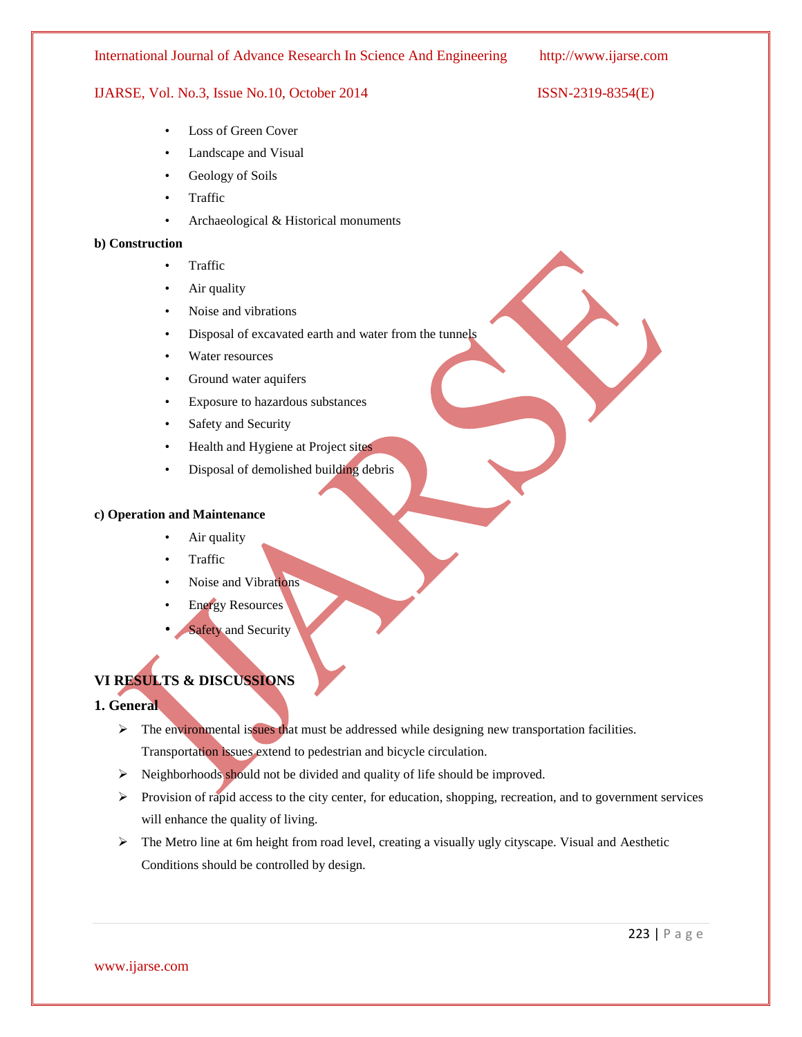- Loss of Green Cover
- Landscape and Visual
- Geology of Soils
- Traffic
- Archaeological & Historical monuments

**b) Construction**

- Traffic
- Air quality
- Noise and vibrations
- Disposal of excavated earth and water from the tunnels
- Water resources
- Ground water aquifers
- Exposure to hazardous substances
- Safety and Security
- Health and Hygiene at Project sites
- Disposal of demolished building debris

**c) Operation and Maintenance**

- Air quality
- Traffic
- Noise and Vibrations
- Energy Resources
- Safety and Security

## VI RESULTS & DISCUSSIONS

### 1. General

- The environmental issues that must be addressed while designing new transportation facilities. Transportation issues extend to pedestrian and bicycle circulation.
- Neighborhoods should not be divided and quality of life should be improved.
- Provision of rapid access to the city center, for education, shopping, recreation, and to government services will enhance the quality of living.
- The Metro line at 6m height from road level, creating a visually ugly cityscape. Visual and Aesthetic Conditions should be controlled by design.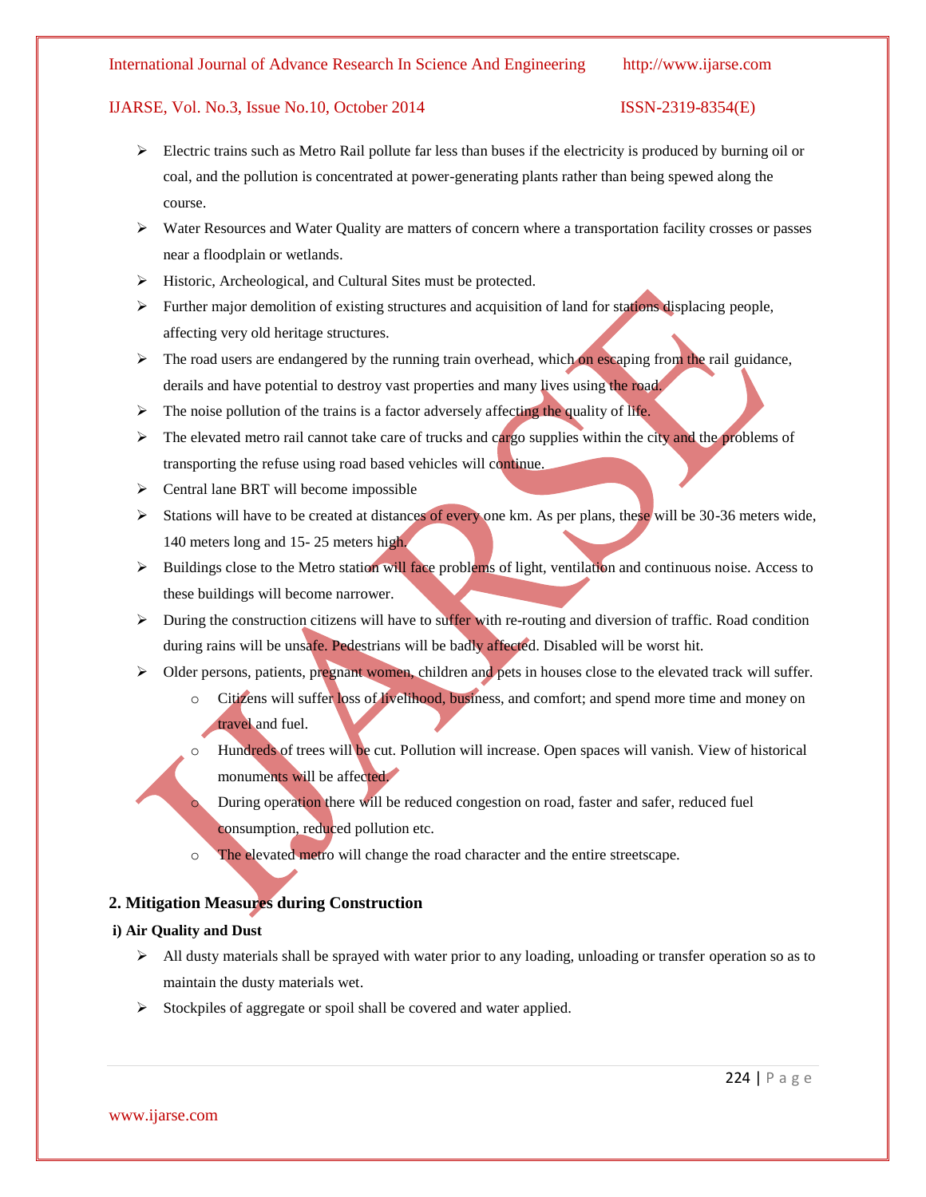- Electric trains such as Metro Rail pollute far less than buses if the electricity is produced by burning oil or coal, and the pollution is concentrated at power-generating plants rather than being spewed along the course.
- Water Resources and Water Quality are matters of concern where a transportation facility crosses or passes near a floodplain or wetlands.
- Historic, Archeological, and Cultural Sites must be protected.
- Further major demolition of existing structures and acquisition of land for stations displacing people, affecting very old heritage structures.
- The road users are endangered by the running train overhead, which on escaping from the rail guidance, derails and have potential to destroy vast properties and many lives using the road.
- The noise pollution of the trains is a factor adversely affecting the quality of life.
- The elevated metro rail cannot take care of trucks and cargo supplies within the city and the problems of transporting the refuse using road based vehicles will continue.
- Central lane BRT will become impossible
- Stations will have to be created at distances of every one km. As per plans, these will be 30-36 meters wide, 140 meters long and 15- 25 meters high.
- Buildings close to the Metro station will face problems of light, ventilation and continuous noise. Access to these buildings will become narrower.
- During the construction citizens will have to suffer with re-routing and diversion of traffic. Road condition during rains will be unsafe. Pedestrians will be badly affected. Disabled will be worst hit.
- Older persons, patients, pregnant women, children and pets in houses close to the elevated track will suffer.
    - Citizens will suffer loss of livelihood, business, and comfort; and spend more time and money on travel and fuel.
    - Hundreds of trees will be cut. Pollution will increase. Open spaces will vanish. View of historical monuments will be affected.
    - During operation there will be reduced congestion on road, faster and safer, reduced fuel consumption, reduced pollution etc.
    - The elevated metro will change the road character and the entire streetscape.

## 2. Mitigation Measures during Construction

**i) Air Quality and Dust**

- All dusty materials shall be sprayed with water prior to any loading, unloading or transfer operation so as to maintain the dusty materials wet.
- Stockpiles of aggregate or spoil shall be covered and water applied.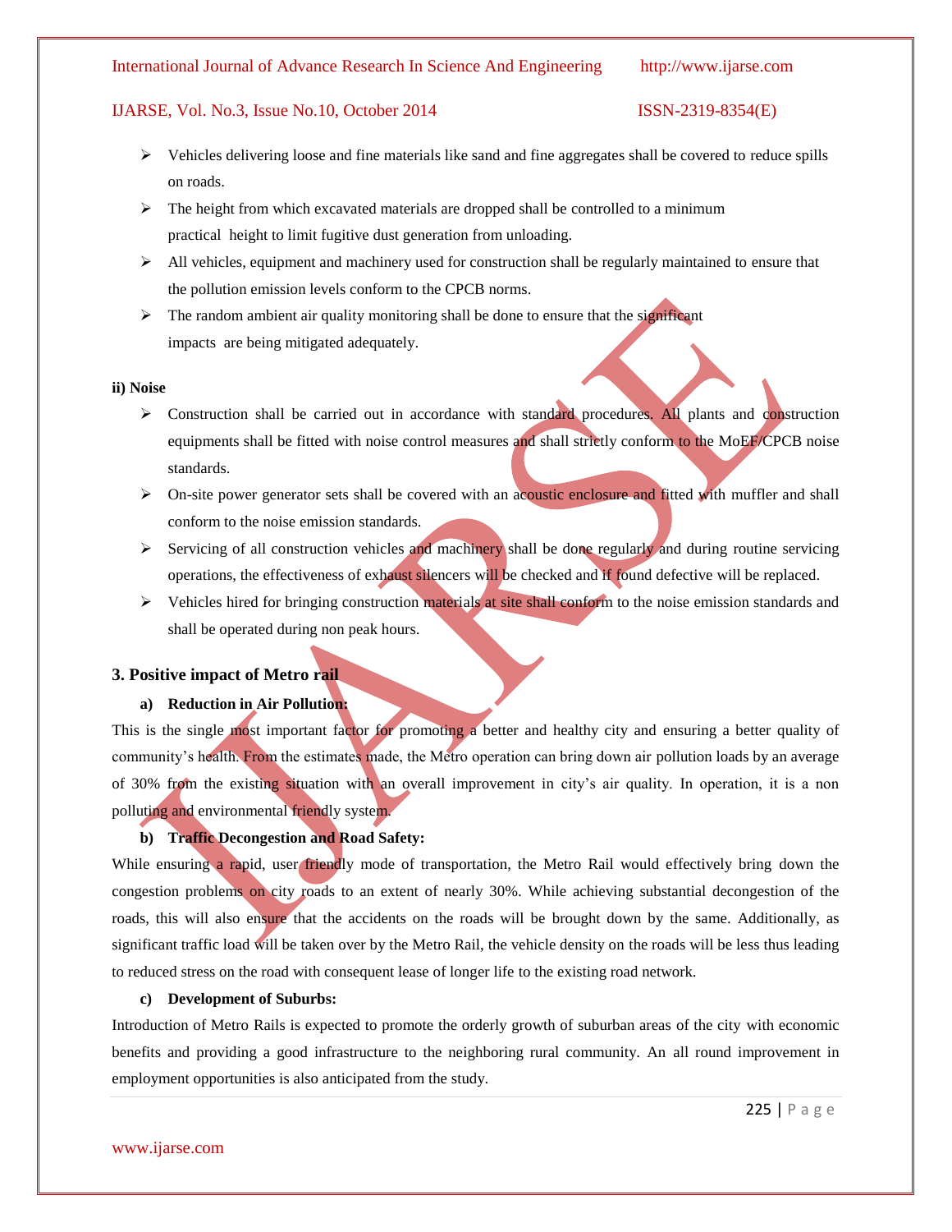- Vehicles delivering loose and fine materials like sand and fine aggregates shall be covered to reduce spills on roads.
- The height from which excavated materials are dropped shall be controlled to a minimum practical height to limit fugitive dust generation from unloading.
- All vehicles, equipment and machinery used for construction shall be regularly maintained to ensure that the pollution emission levels conform to the CPCB norms.
- The random ambient air quality monitoring shall be done to ensure that the significant impacts are being mitigated adequately.

**ii) Noise**

- Construction shall be carried out in accordance with standard procedures. All plants and construction equipments shall be fitted with noise control measures and shall strictly conform to the MoEF/CPCB noise standards.
- On-site power generator sets shall be covered with an acoustic enclosure and fitted with muffler and shall conform to the noise emission standards.
- Servicing of all construction vehicles and machinery shall be done regularly and during routine servicing operations, the effectiveness of exhaust silencers will be checked and if found defective will be replaced.
- Vehicles hired for bringing construction materials at site shall conform to the noise emission standards and shall be operated during non peak hours.

### 3. Positive impact of Metro rail

**a) Reduction in Air Pollution:**

This is the single most important factor for promoting a better and healthy city and ensuring a better quality of community's health. From the estimates made, the Metro operation can bring down air pollution loads by an average of 30% from the existing situation with an overall improvement in city's air quality. In operation, it is a non polluting and environmental friendly system.

**b) Traffic Decongestion and Road Safety:**

While ensuring a rapid, user friendly mode of transportation, the Metro Rail would effectively bring down the congestion problems on city roads to an extent of nearly 30%. While achieving substantial decongestion of the roads, this will also ensure that the accidents on the roads will be brought down by the same. Additionally, as significant traffic load will be taken over by the Metro Rail, the vehicle density on the roads will be less thus leading to reduced stress on the road with consequent lease of longer life to the existing road network.

**c) Development of Suburbs:**

Introduction of Metro Rails is expected to promote the orderly growth of suburban areas of the city with economic benefits and providing a good infrastructure to the neighboring rural community. An all round improvement in employment opportunities is also anticipated from the study.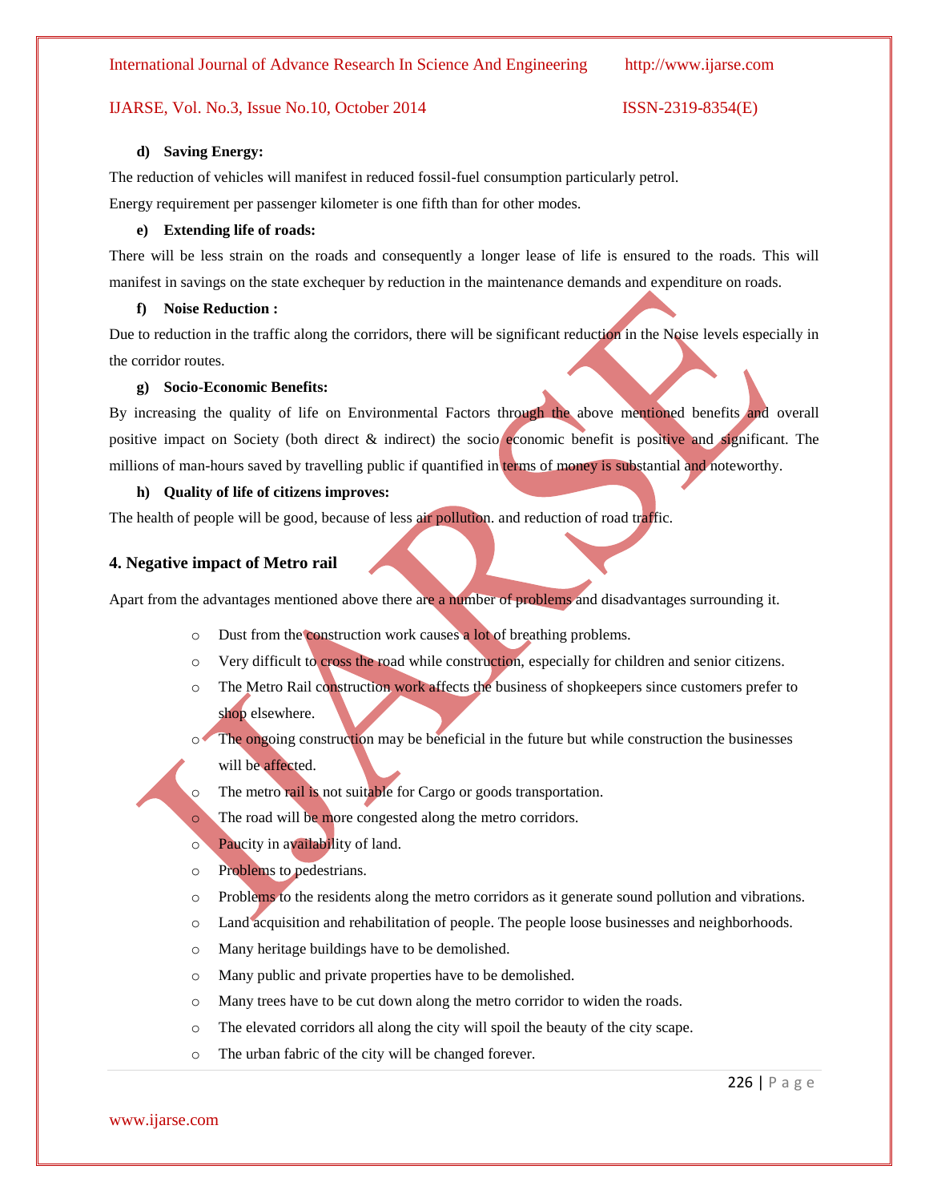**d) Saving Energy:**

The reduction of vehicles will manifest in reduced fossil-fuel consumption particularly petrol.

Energy requirement per passenger kilometer is one fifth than for other modes.

**e) Extending life of roads:**

There will be less strain on the roads and consequently a longer lease of life is ensured to the roads. This will manifest in savings on the state exchequer by reduction in the maintenance demands and expenditure on roads.

**f) Noise Reduction :**

Due to reduction in the traffic along the corridors, there will be significant reduction in the Noise levels especially in the corridor routes.

**g) Socio-Economic Benefits:**

By increasing the quality of life on Environmental Factors through the above mentioned benefits and overall positive impact on Society (both direct & indirect) the socio economic benefit is positive and significant. The millions of man-hours saved by travelling public if quantified in terms of money is substantial and noteworthy.

**h) Quality of life of citizens improves:**

The health of people will be good, because of less air pollution. and reduction of road traffic.

## 4. Negative impact of Metro rail

Apart from the advantages mentioned above there are a number of problems and disadvantages surrounding it.

- Dust from the construction work causes a lot of breathing problems.
- Very difficult to cross the road while construction, especially for children and senior citizens.
- The Metro Rail construction work affects the business of shopkeepers since customers prefer to shop elsewhere.
- The ongoing construction may be beneficial in the future but while construction the businesses will be affected.
- The metro rail is not suitable for Cargo or goods transportation.
- The road will be more congested along the metro corridors.
- Paucity in availability of land.
- Problems to pedestrians.
- Problems to the residents along the metro corridors as it generate sound pollution and vibrations.
- Land acquisition and rehabilitation of people. The people loose businesses and neighborhoods.
- Many heritage buildings have to be demolished.
- Many public and private properties have to be demolished.
- Many trees have to be cut down along the metro corridor to widen the roads.
- The elevated corridors all along the city will spoil the beauty of the city scape.
- The urban fabric of the city will be changed forever.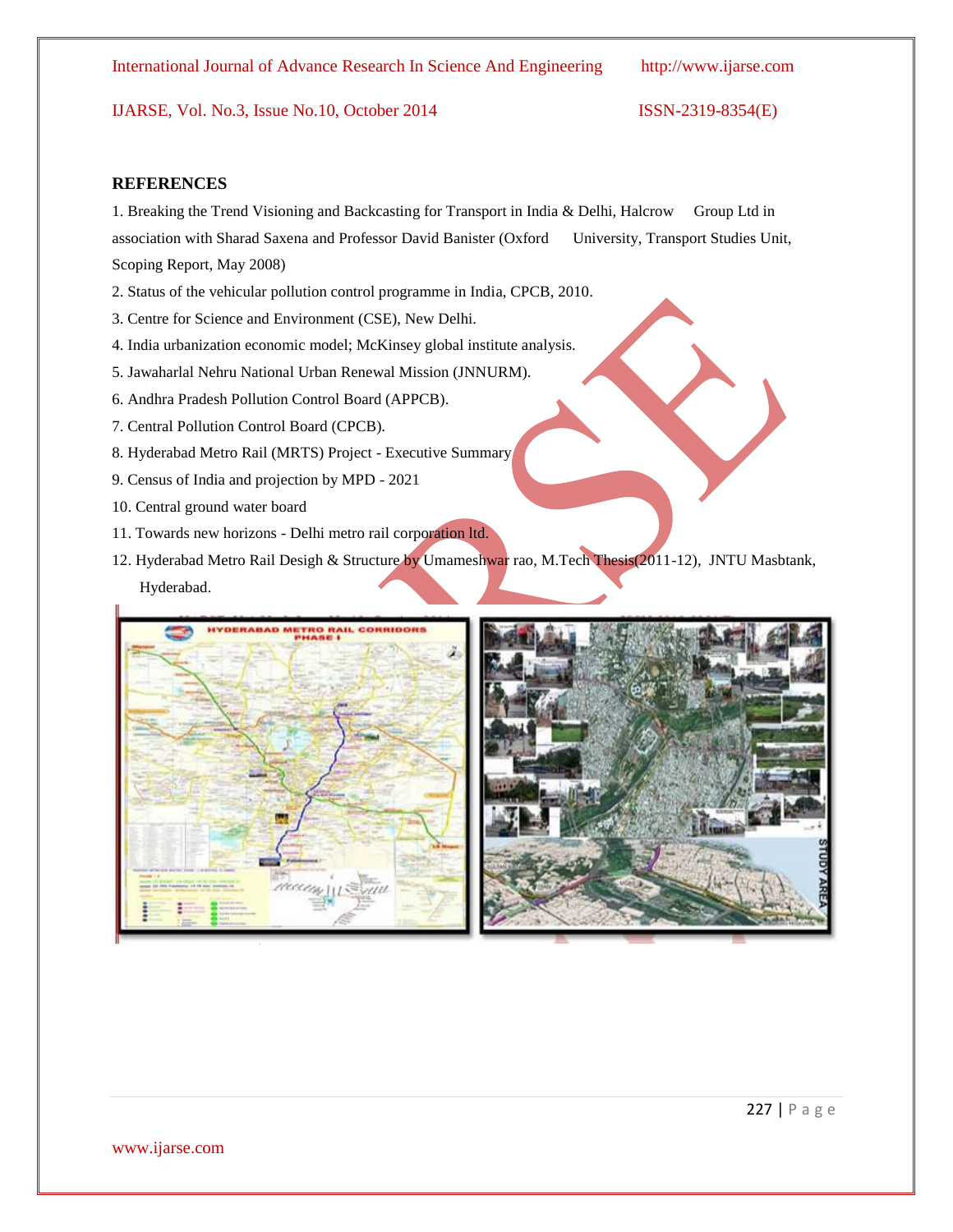## REFERENCES

1. Breaking the Trend Visioning and Backcasting for Transport in India & Delhi, Halcrow Group Ltd in association with Sharad Saxena and Professor David Banister (Oxford University, Transport Studies Unit, Scoping Report, May 2008)
2. Status of the vehicular pollution control programme in India, CPCB, 2010.
3. Centre for Science and Environment (CSE), New Delhi.
4. India urbanization economic model; McKinsey global institute analysis.
5. Jawaharlal Nehru National Urban Renewal Mission (JNNURM).
6. Andhra Pradesh Pollution Control Board (APPCB).
7. Central Pollution Control Board (CPCB).
8. Hyderabad Metro Rail (MRTS) Project - Executive Summary
9. Census of India and projection by MPD - 2021
10. Central ground water board
11. Towards new horizons - Delhi metro rail corporation ltd.
12. Hyderabad Metro Rail Desigh & Structure by Umameshwar rao, M.Tech Thesis(2011-12), JNTU Masbtank, Hyderabad.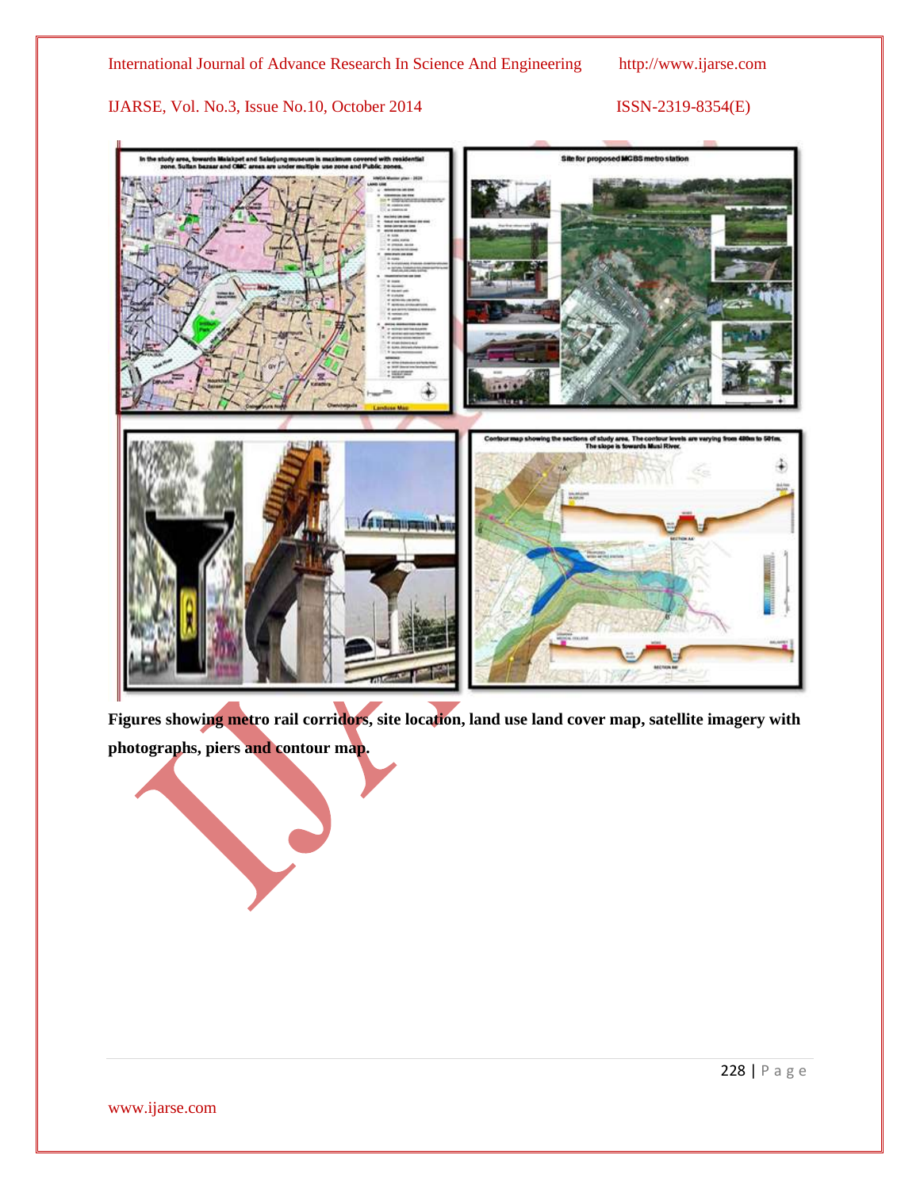**Figures showing metro rail corridors, site location, land use land cover map, satellite imagery with photographs, piers and contour map.**